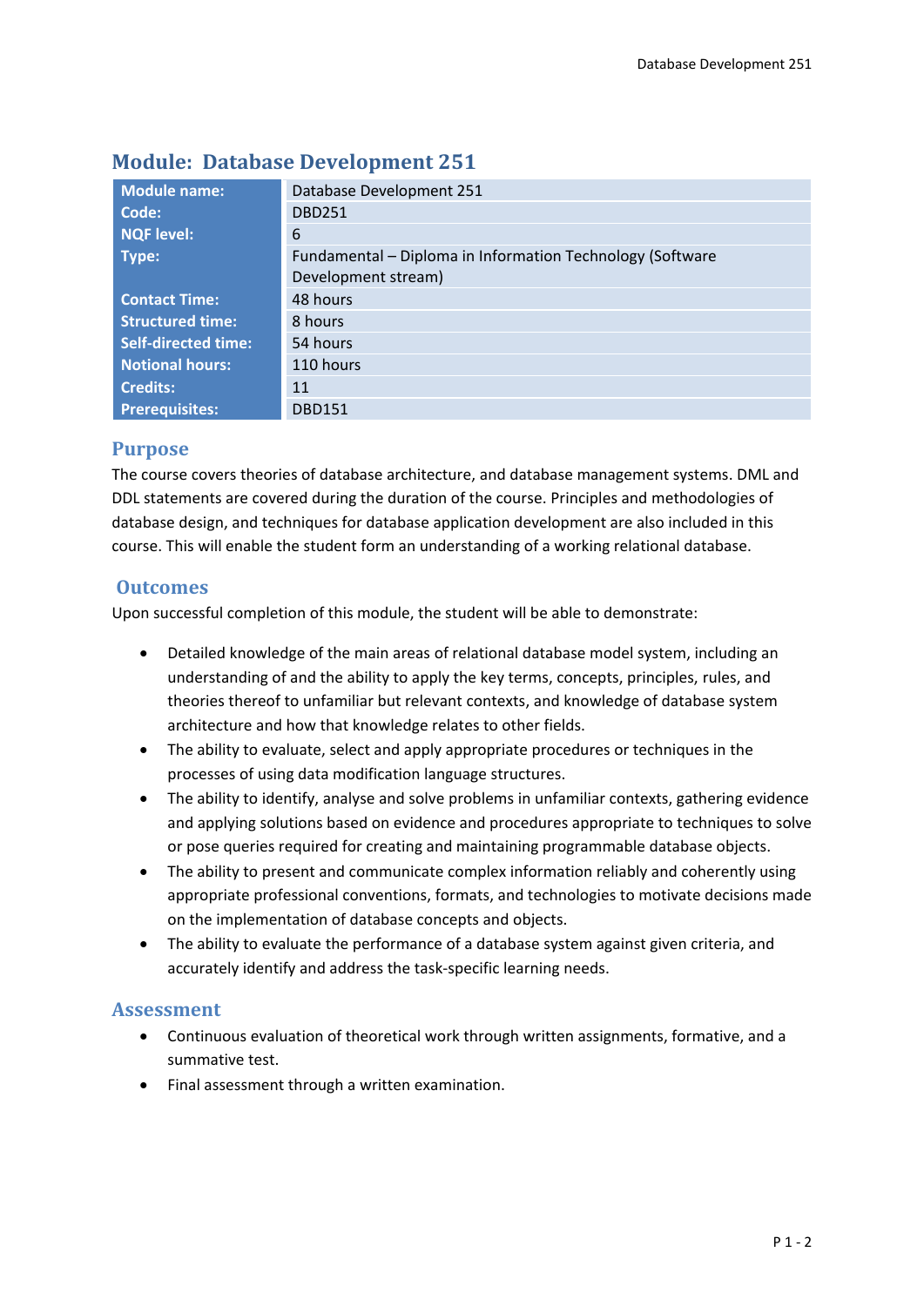## Module: Database Development 251

| | |
|---|---|
| **Module name:** | Database Development 251 |
| **Code:** | DBD251 |
| **NQF level:** | 6 |
| **Type:** | Fundamental – Diploma in Information Technology (Software Development stream) |
| **Contact Time:** | 48 hours |
| **Structured time:** | 8 hours |
| **Self-directed time:** | 54 hours |
| **Notional hours:** | 110 hours |
| **Credits:** | 11 |
| **Prerequisites:** | DBD151 |

### Purpose

The course covers theories of database architecture, and database management systems. DML and DDL statements are covered during the duration of the course. Principles and methodologies of database design, and techniques for database application development are also included in this course. This will enable the student form an understanding of a working relational database.

### Outcomes

Upon successful completion of this module, the student will be able to demonstrate:

- Detailed knowledge of the main areas of relational database model system, including an understanding of and the ability to apply the key terms, concepts, principles, rules, and theories thereof to unfamiliar but relevant contexts, and knowledge of database system architecture and how that knowledge relates to other fields.
- The ability to evaluate, select and apply appropriate procedures or techniques in the processes of using data modification language structures.
- The ability to identify, analyse and solve problems in unfamiliar contexts, gathering evidence and applying solutions based on evidence and procedures appropriate to techniques to solve or pose queries required for creating and maintaining programmable database objects.
- The ability to present and communicate complex information reliably and coherently using appropriate professional conventions, formats, and technologies to motivate decisions made on the implementation of database concepts and objects.
- The ability to evaluate the performance of a database system against given criteria, and accurately identify and address the task-specific learning needs.

### Assessment

- Continuous evaluation of theoretical work through written assignments, formative, and a summative test.
- Final assessment through a written examination.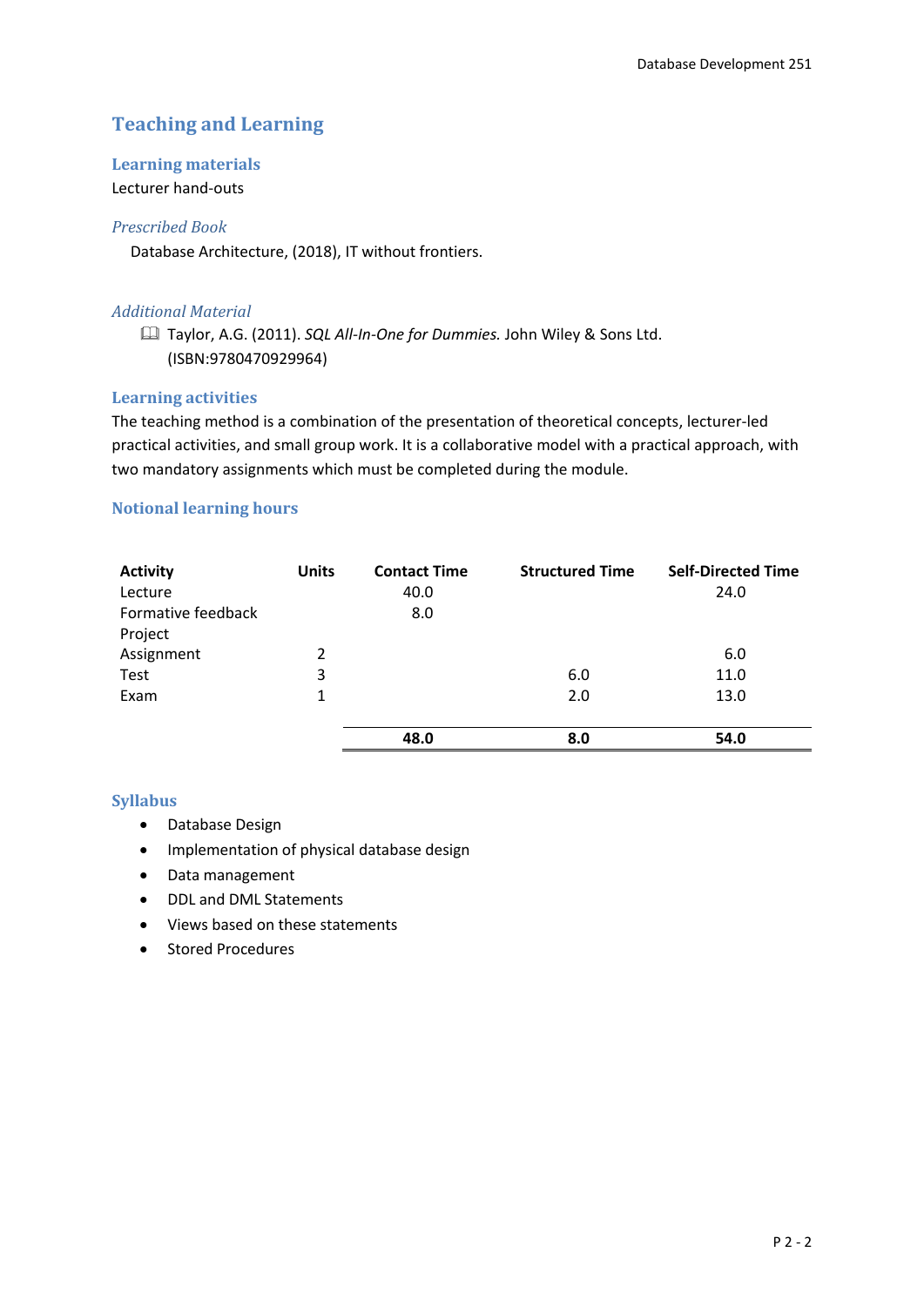## Teaching and Learning

### Learning materials

Lecturer hand-outs

*Prescribed Book*

Database Architecture, (2018), IT without frontiers.

*Additional Material*

📖 Taylor, A.G. (2011). *SQL All-In-One for Dummies.* John Wiley & Sons Ltd. (ISBN:9780470929964)

### Learning activities

The teaching method is a combination of the presentation of theoretical concepts, lecturer-led practical activities, and small group work. It is a collaborative model with a practical approach, with two mandatory assignments which must be completed during the module.

### Notional learning hours

| Activity | Units | Contact Time | Structured Time | Self-Directed Time |
|---|---|---|---|---|
| Lecture | | 40.0 | | 24.0 |
| Formative feedback | | 8.0 | | |
| Project | | | | |
| Assignment | 2 | | | 6.0 |
| Test | 3 | | 6.0 | 11.0 |
| Exam | 1 | | 2.0 | 13.0 |
| | | **48.0** | **8.0** | **54.0** |

### Syllabus

- Database Design
- Implementation of physical database design
- Data management
- DDL and DML Statements
- Views based on these statements
- Stored Procedures